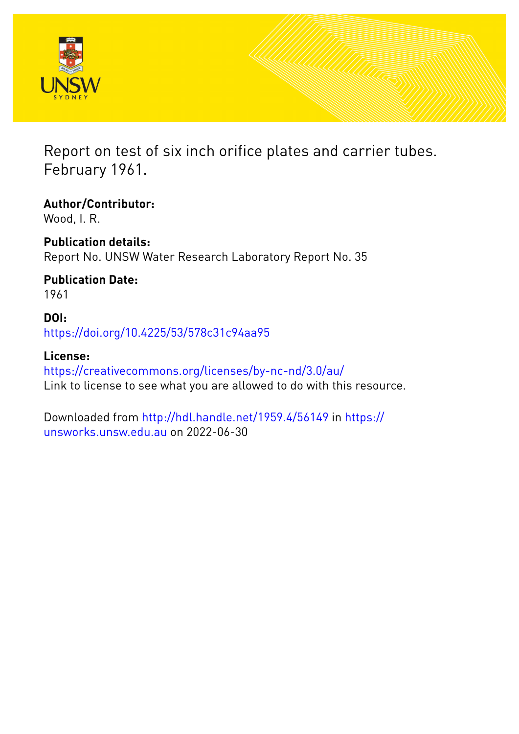# Report on test of six inch orifice plates and carrier tubes. February 1961.

**Author/Contributor:**
Wood, I. R.

**Publication details:**
Report No. UNSW Water Research Laboratory Report No. 35

**Publication Date:**
1961

**DOI:**
https://doi.org/10.4225/53/578c31c94aa95

**License:**
https://creativecommons.org/licenses/by-nc-nd/3.0/au/
Link to license to see what you are allowed to do with this resource.

Downloaded from http://hdl.handle.net/1959.4/56149 in https://unsworks.unsw.edu.au on 2022-06-30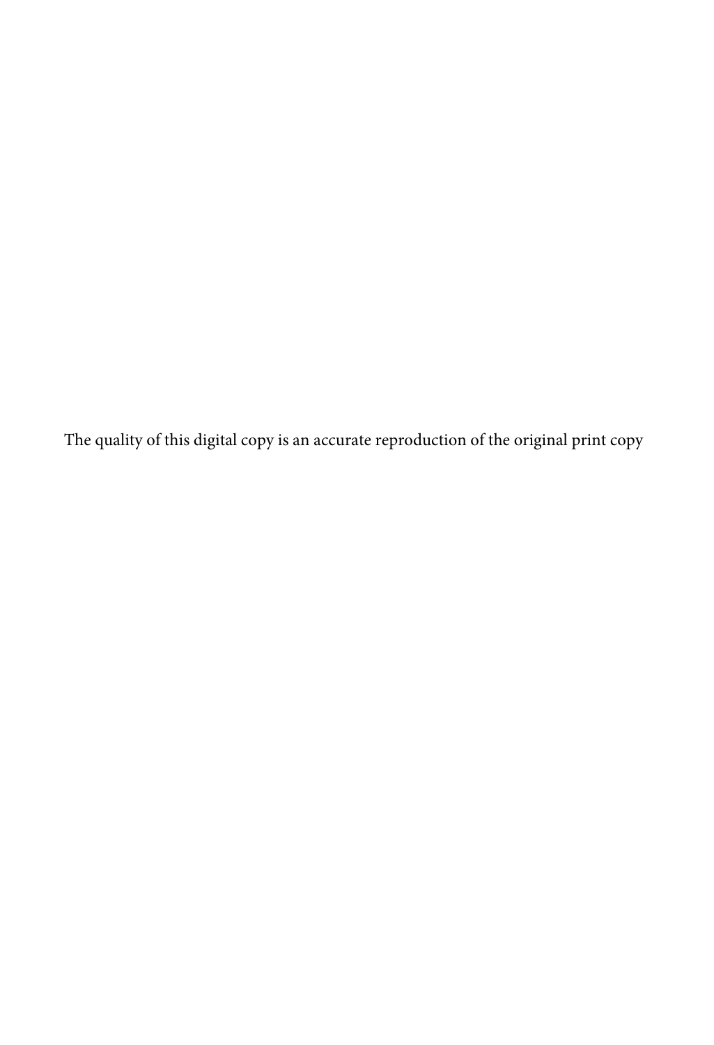The quality of this digital copy is an accurate reproduction of the original print copy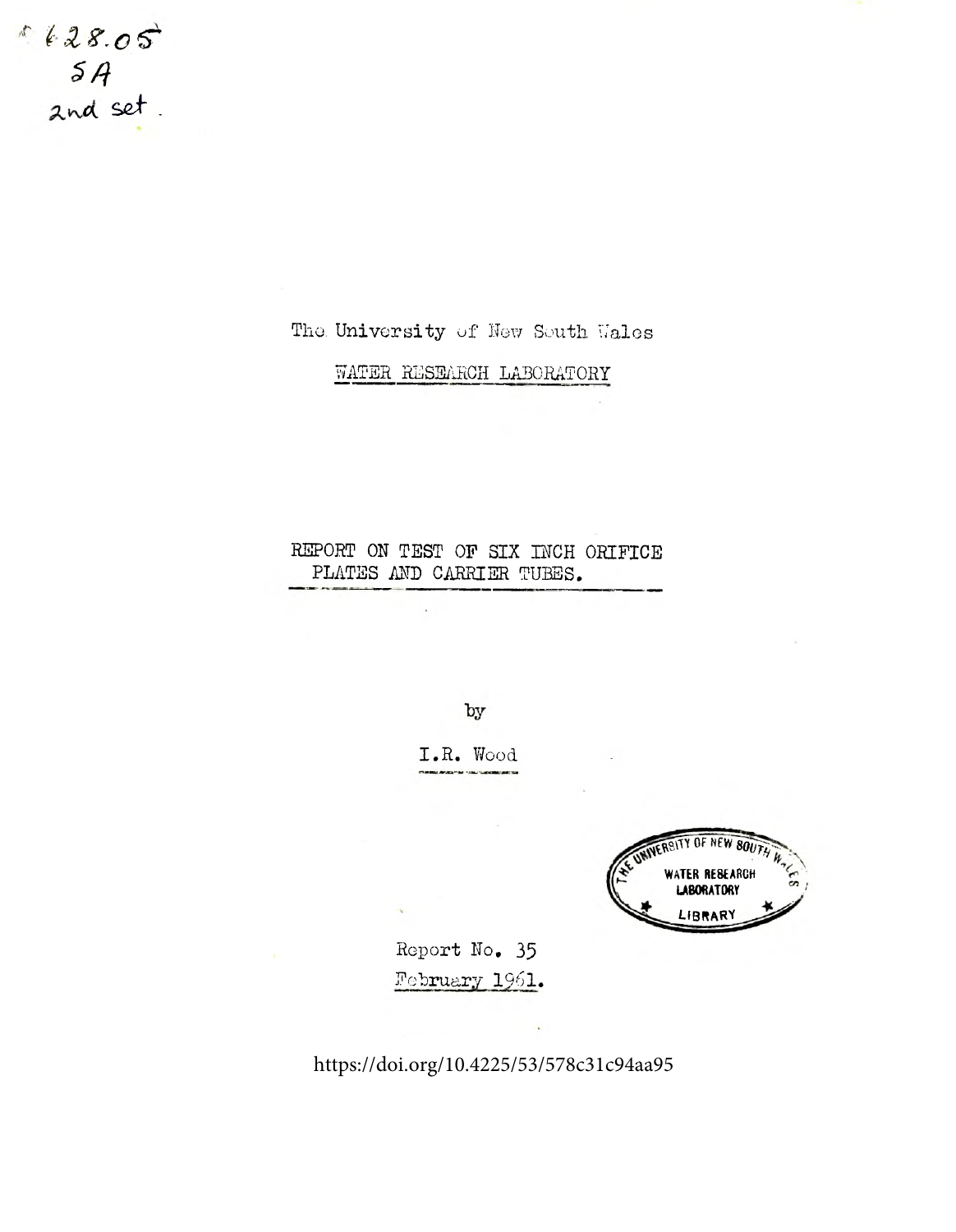628.05
5A
2nd set.

The University of New South Wales

WATER RESEARCH LABORATORY

# REPORT ON TEST OF SIX INCH ORIFICE PLATES AND CARRIER TUBES.

by

I.R. Wood

THE UNIVERSITY OF NEW SOUTH WALES
WATER RESEARCH LABORATORY
LIBRARY

Report No. 35
February 1961.

https://doi.org/10.4225/53/578c31c94aa95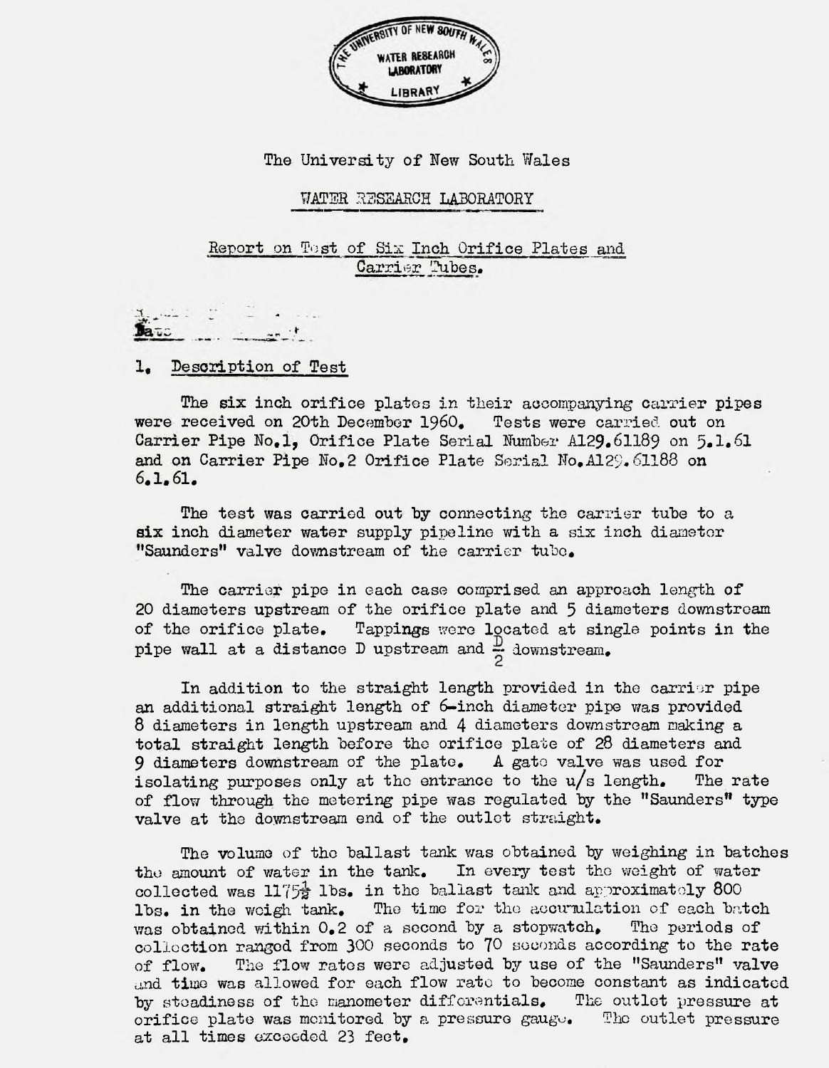THE UNIVERSITY OF NEW SOUTH WALES WATER RESEARCH LABORATORY LIBRARY

The University of New South Wales

WATER RESEARCH LABORATORY

Report on Test of Six Inch Orifice Plates and Carrier Tubes.

Date

## 1. Description of Test

The six inch orifice plates in their accompanying carrier pipes were received on 20th December 1960. Tests were carried out on Carrier Pipe No.1, Orifice Plate Serial Number A129.61189 on 5.1.61 and on Carrier Pipe No.2 Orifice Plate Serial No.A129.61188 on 6.1.61.

The test was carried out by connecting the carrier tube to a six inch diameter water supply pipeline with a six inch diameter "Saunders" valve downstream of the carrier tube.

The carrier pipe in each case comprised an approach length of 20 diameters upstream of the orifice plate and 5 diameters downstream of the orifice plate. Tappings were located at single points in the pipe wall at a distance D upstream and $\frac{D}{2}$ downstream.

In addition to the straight length provided in the carrier pipe an additional straight length of 6-inch diameter pipe was provided 8 diameters in length upstream and 4 diameters downstream making a total straight length before the orifice plate of 28 diameters and 9 diameters downstream of the plate. A gate valve was used for isolating purposes only at the entrance to the u/s length. The rate of flow through the metering pipe was regulated by the "Saunders" type valve at the downstream end of the outlet straight.

The volume of the ballast tank was obtained by weighing in batches the amount of water in the tank. In every test the weight of water collected was 1175½ lbs. in the ballast tank and approximately 800 lbs. in the weigh tank. The time for the accumulation of each batch was obtained within 0.2 of a second by a stopwatch. The periods of collection ranged from 300 seconds to 70 seconds according to the rate of flow. The flow rates were adjusted by use of the "Saunders" valve and time was allowed for each flow rate to become constant as indicated by steadiness of the manometer differentials. The outlet pressure at orifice plate was monitored by a pressure gauge. The outlet pressure at all times exceeded 23 feet.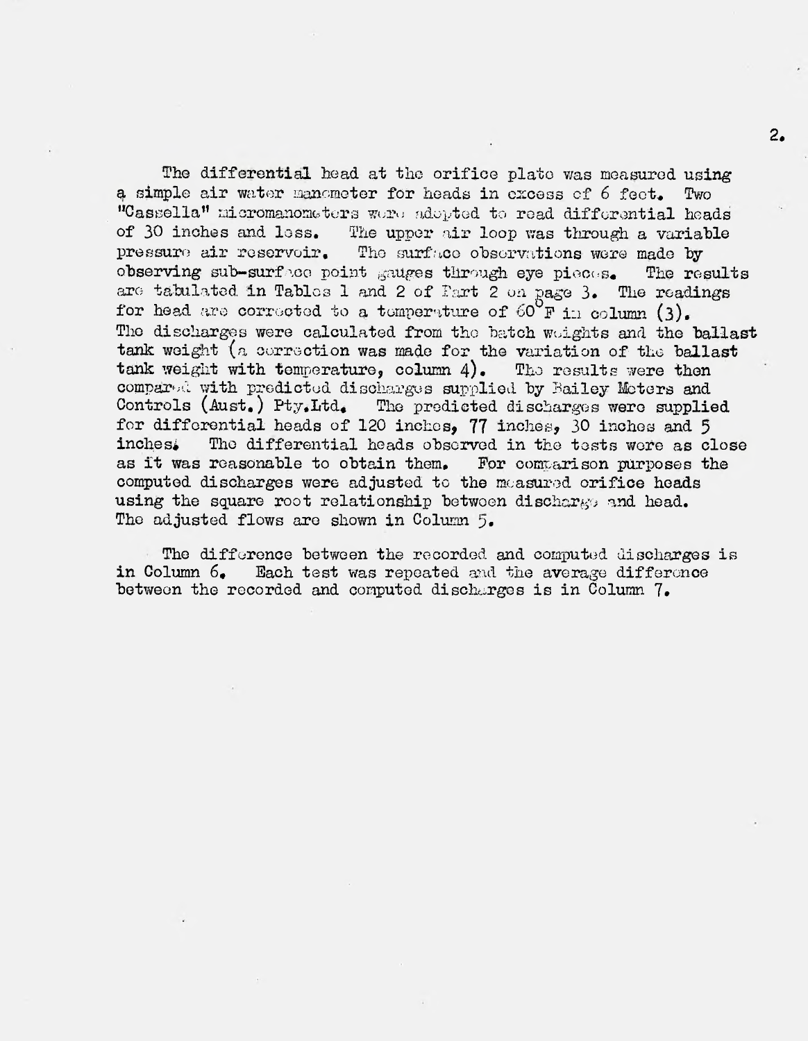The differential head at the orifice plate was measured using a simple air water manometer for heads in excess of 6 feet. Two "Cassella" micromanometers were adopted to read differential heads of 30 inches and less. The upper air loop was through a variable pressure air reservoir. The surface observations were made by observing sub-surface point gauges through eye pieces. The results are tabulated in Tables 1 and 2 of Part 2 on page 3. The readings for head are corrected to a temperature of 60°F in column (3). The discharges were calculated from the batch weights and the ballast tank weight (a correction was made for the variation of the ballast tank weight with temperature, column 4). The results were then compared with predicted discharges supplied by Bailey Meters and Controls (Aust.) Pty.Ltd. The predicted discharges were supplied for differential heads of 120 inches, 77 inches, 30 inches and 5 inches. The differential heads observed in the tests were as close as it was reasonable to obtain them. For comparison purposes the computed discharges were adjusted to the measured orifice heads using the square root relationship between discharge and head. The adjusted flows are shown in Column 5.

The difference between the recorded and computed discharges is in Column 6. Each test was repeated and the average difference between the recorded and computed discharges is in Column 7.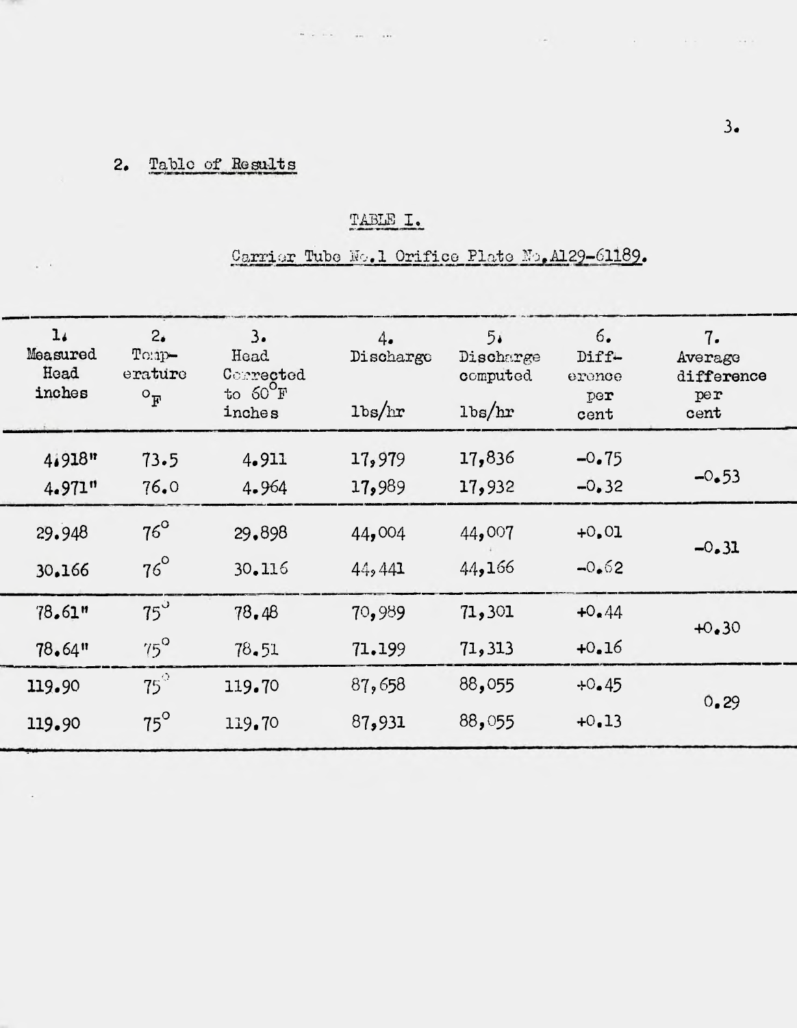## 2. Table of Results

TABLE I.

Carrier Tube No.1 Orifice Plate No.A129-61189.

| 1. Measured Head inches | 2. Temperature °F | 3. Head Corrected to 60°F inches | 4. Discharge lbs/hr | 5. Discharge computed lbs/hr | 6. Difference per cent | 7. Average difference per cent |
|---|---|---|---|---|---|---|
| 4.918" | 73.5 | 4.911 | 17,979 | 17,836 | -0.75 | -0.53 |
| 4.971" | 76.0 | 4.964 | 17,989 | 17,932 | -0.32 | |
| 29.948 | 76° | 29.898 | 44,004 | 44,007 | +0.01 | -0.31 |
| 30.166 | 76° | 30.116 | 44,441 | 44,166 | -0.62 | |
| 78.61" | 75° | 78.48 | 70,989 | 71,301 | +0.44 | +0.30 |
| 78.64" | 75° | 78.51 | 71.199 | 71,313 | +0.16 | |
| 119.90 | 75° | 119.70 | 87,658 | 88,055 | +0.45 | 0.29 |
| 119.90 | 75° | 119.70 | 87,931 | 88,055 | +0.13 | |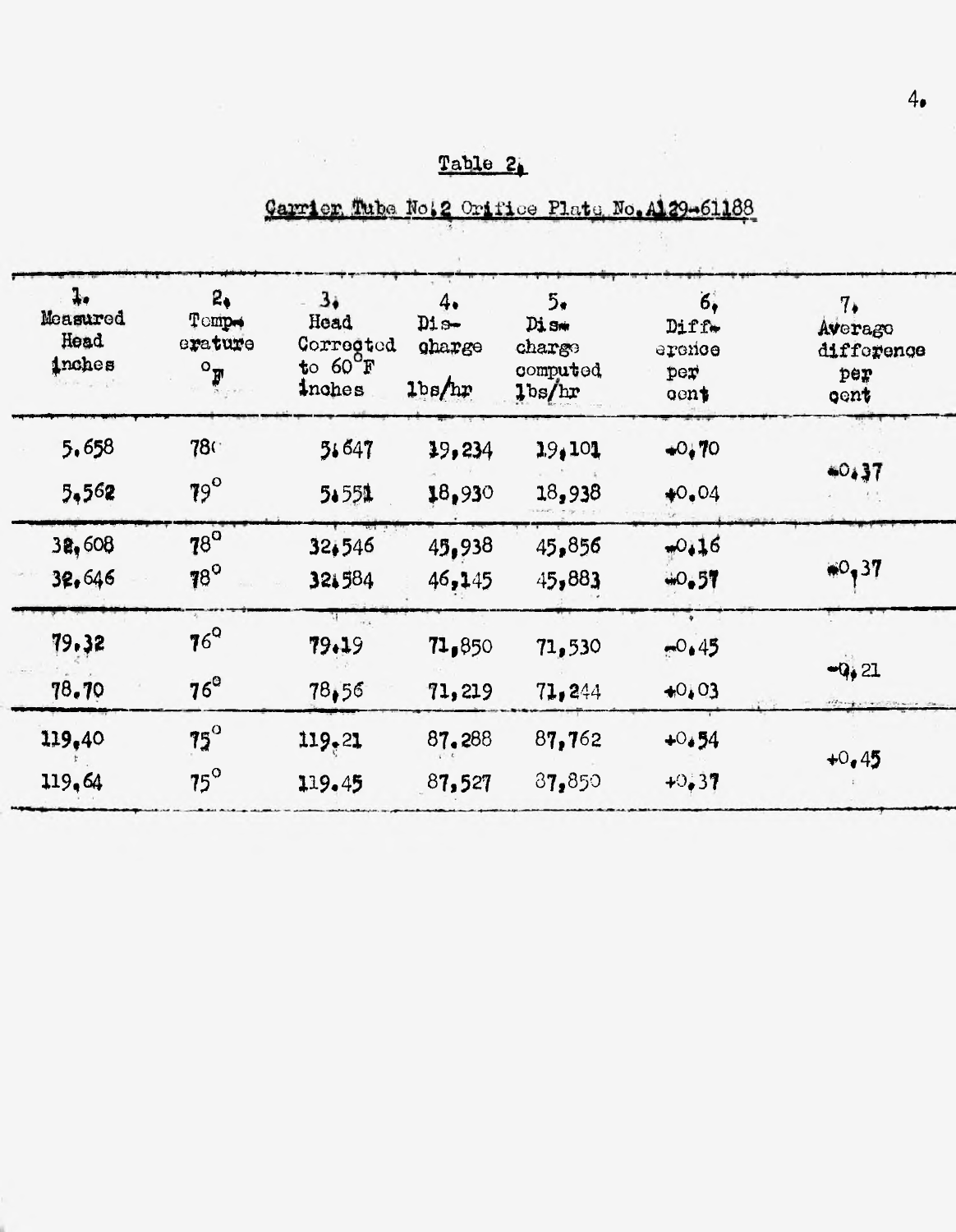Table 2.

Carrier Tube No. 2 Orifice Plate No. A129-61188

| 1. Measured Head inches | 2. Temperature °F | 3. Head Corrected to 60°F inches | 4. Discharge lbs/hr | 5. Discharge computed lbs/hr | 6. Difference per cent | 7. Average difference per cent |
|---|---|---|---|---|---|---|
| 5.658 | 78° | 5.647 | 19,234 | 19,101 | +0.70 | +0.37 |
| 5.562 | 79° | 5.551 | 18,930 | 18,938 | +0.04 | |
| 32.608 | 78° | 32.546 | 45,938 | 45,856 | +0.16 | +0.37 |
| 32.646 | 78° | 32.584 | 46,145 | 45,883 | +0.57 | |
| 79.32 | 76° | 79.19 | 71,850 | 71,530 | -0.45 | -0.21 |
| 78.70 | 76° | 78.56 | 71,219 | 71,244 | +0.03 | |
| 119.40 | 75° | 119.21 | 87.288 | 87,762 | +0.54 | +0.45 |
| 119.64 | 75° | 119.45 | 87,527 | 87,850 | +0.37 | |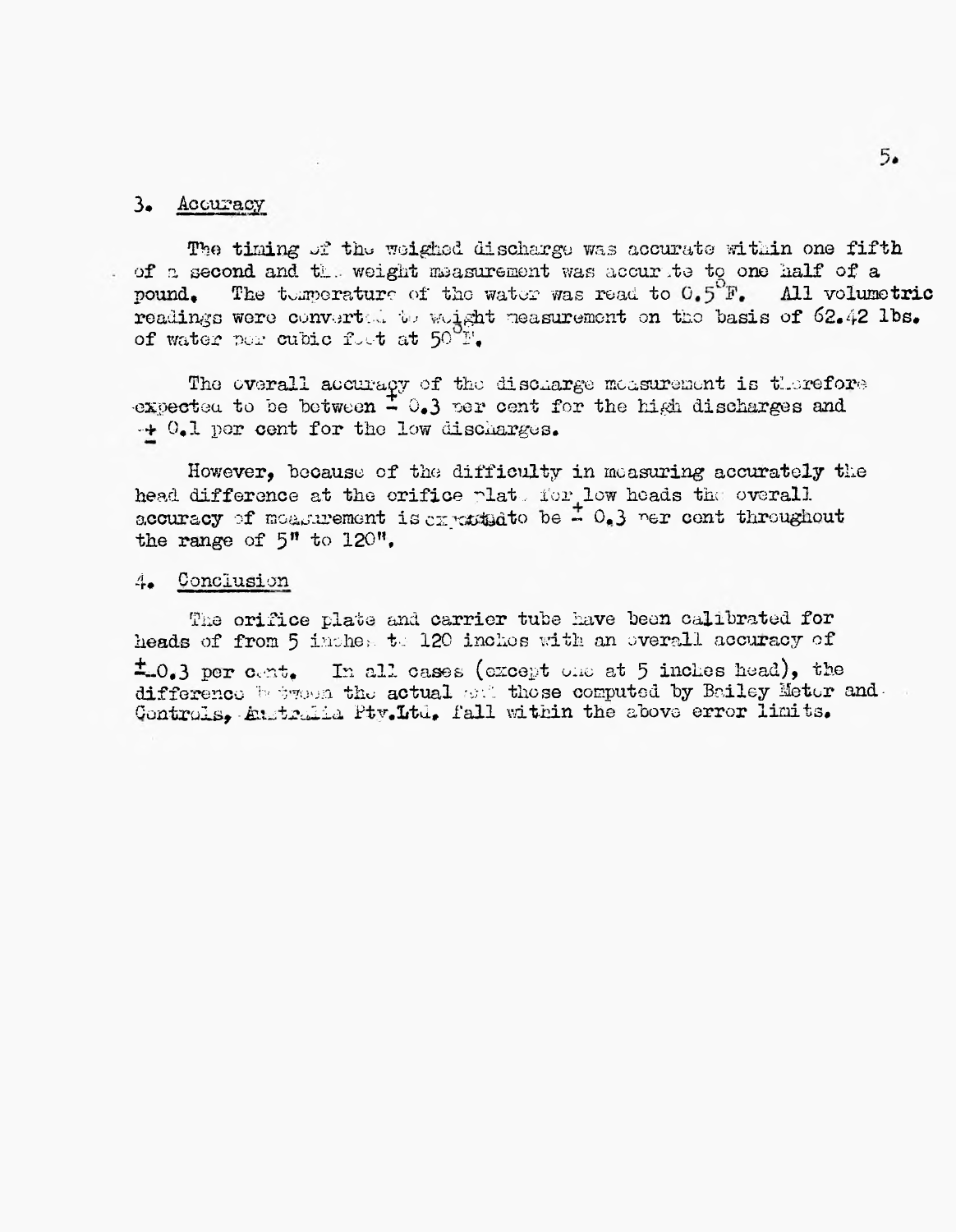## 3. Accuracy

The timing of the weighed discharge was accurate within one fifth of a second and the weight measurement was accurate to one half of a pound. The temperature of the water was read to $0.5^{\circ}F$. All volumetric readings were converted to weight measurement on the basis of 62.42 lbs. of water per cubic foot at $50^{\circ}F$.

The overall accuracy of the discharge measurement is therefore expected to be between $\pm$ 0.3 per cent for the high discharges and $\pm$ 0.1 per cent for the low discharges.

However, because of the difficulty in measuring accurately the head difference at the orifice plate for low heads the overall accuracy of measurement is expected to be $\pm$ 0.3 per cent throughout the range of 5" to 120".

## 4. Conclusion

The orifice plate and carrier tube have been calibrated for heads of from 5 inches to 120 inches with an overall accuracy of $\pm$0.3 per cent. In all cases (except one at 5 inches head), the difference between the actual and those computed by Bailey Meter and Controls, Australia Pty.Ltd. fall within the above error limits.